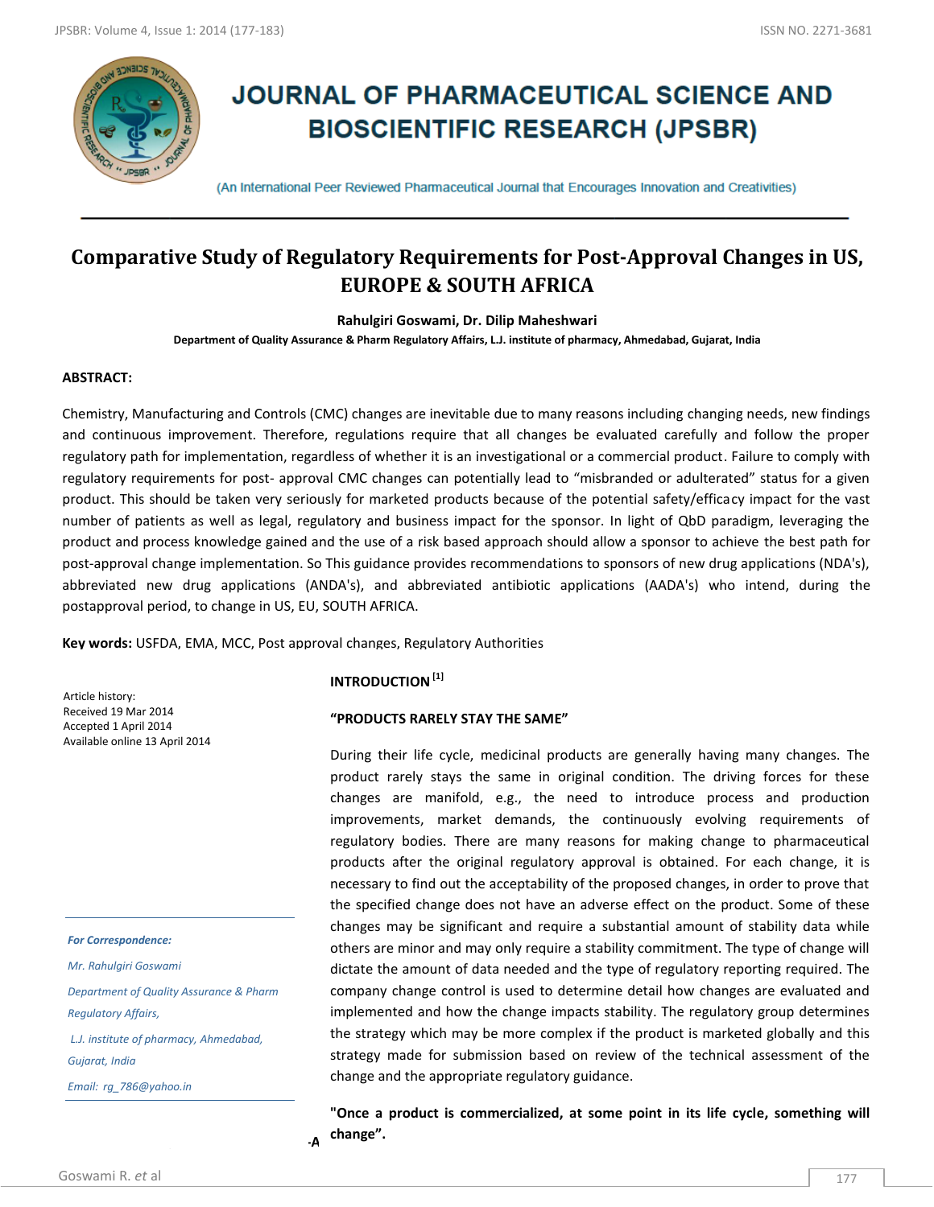# JOURNAL OF PHARMACEUTICAL SCIENCE AND BIOSCIENTIFIC RESEARCH (JPSBR)

(An International Peer Reviewed Pharmaceutical Journal that Encourages Innovation and Creativities)

## Comparative Study of Regulatory Requirements for Post-Approval Changes in US, EUROPE & SOUTH AFRICA

**Rahulgiri Goswami, Dr. Dilip Maheshwari**

**Department of Quality Assurance & Pharm Regulatory Affairs, L.J. institute of pharmacy, Ahmedabad, Gujarat, India**

**ABSTRACT:**

Chemistry, Manufacturing and Controls (CMC) changes are inevitable due to many reasons including changing needs, new findings and continuous improvement. Therefore, regulations require that all changes be evaluated carefully and follow the proper regulatory path for implementation, regardless of whether it is an investigational or a commercial product. Failure to comply with regulatory requirements for post- approval CMC changes can potentially lead to "misbranded or adulterated" status for a given product. This should be taken very seriously for marketed products because of the potential safety/efficacy impact for the vast number of patients as well as legal, regulatory and business impact for the sponsor. In light of QbD paradigm, leveraging the product and process knowledge gained and the use of a risk based approach should allow a sponsor to achieve the best path for post-approval change implementation. So This guidance provides recommendations to sponsors of new drug applications (NDA's), abbreviated new drug applications (ANDA's), and abbreviated antibiotic applications (AADA's) who intend, during the postapproval period, to change in US, EU, SOUTH AFRICA.

**Key words:** USFDA, EMA, MCC, Post approval changes, Regulatory Authorities

Article history:
Received 19 Mar 2014
Accepted 1 April 2014
Available online 13 April 2014

*For Correspondence:*

*Mr. Rahulgiri Goswami*

*Department of Quality Assurance & Pharm Regulatory Affairs,*

*L.J. institute of pharmacy, Ahmedabad, Gujarat, India*

*Email: rg_786@yahoo.in*

## INTRODUCTION [1]

### "PRODUCTS RARELY STAY THE SAME"

During their life cycle, medicinal products are generally having many changes. The product rarely stays the same in original condition. The driving forces for these changes are manifold, e.g., the need to introduce process and production improvements, market demands, the continuously evolving requirements of regulatory bodies. There are many reasons for making change to pharmaceutical products after the original regulatory approval is obtained. For each change, it is necessary to find out the acceptability of the proposed changes, in order to prove that the specified change does not have an adverse effect on the product. Some of these changes may be significant and require a substantial amount of stability data while others are minor and may only require a stability commitment. The type of change will dictate the amount of data needed and the type of regulatory reporting required. The company change control is used to determine detail how changes are evaluated and implemented and how the change impacts stability. The regulatory group determines the strategy which may be more complex if the product is marketed globally and this strategy made for submission based on review of the technical assessment of the change and the appropriate regulatory guidance.

**"Once a product is commercialized, at some point in its life cycle, something will change".**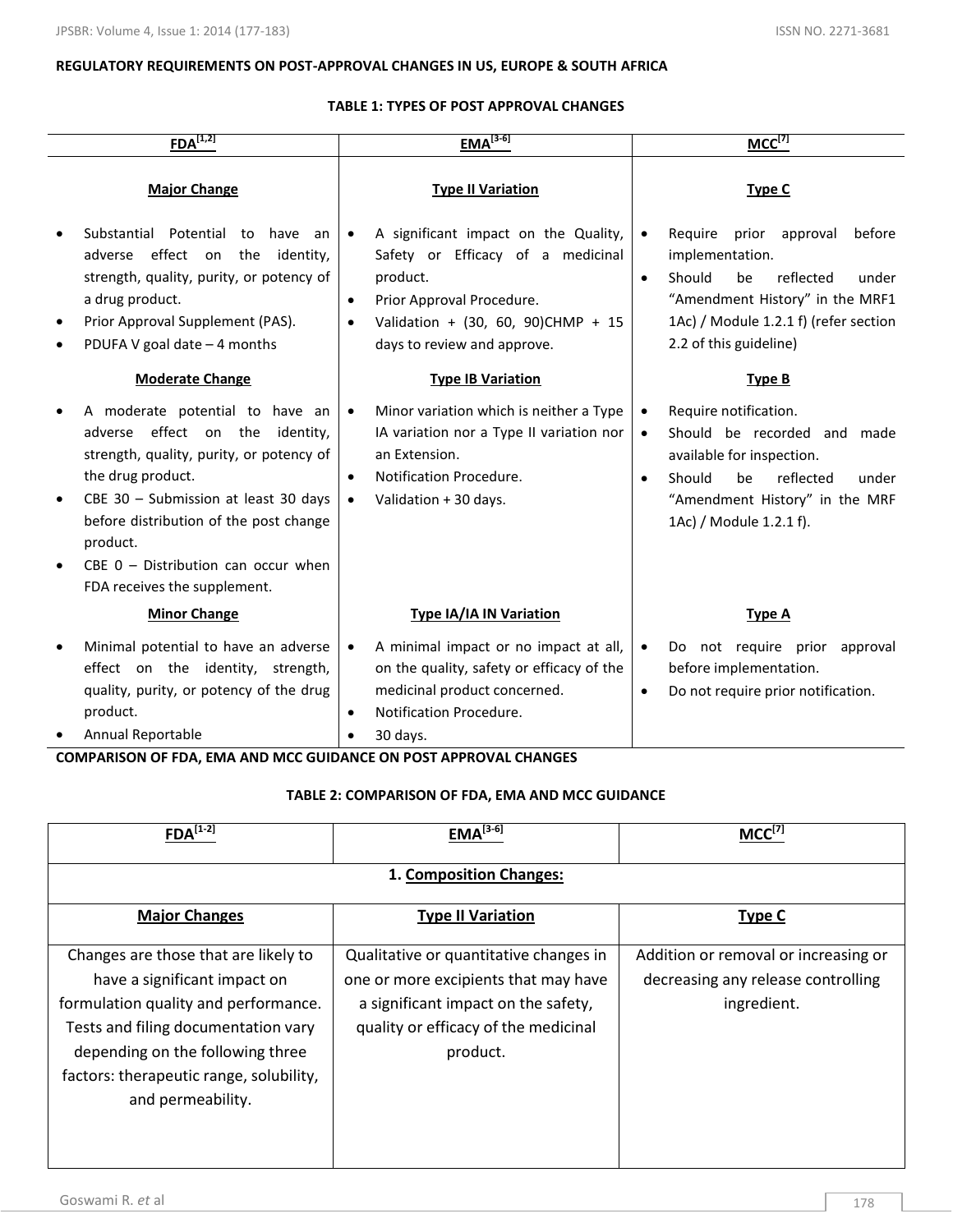**REGULATORY REQUIREMENTS ON POST-APPROVAL CHANGES IN US, EUROPE & SOUTH AFRICA**

**TABLE 1: TYPES OF POST APPROVAL CHANGES**

| FDA[1,2] | EMA[3-6] | MCC[7] |
|---|---|---|
| **Major Change** | **Type II Variation** | **Type C** |
| • Substantial Potential to have an adverse effect on the identity, strength, quality, purity, or potency of a drug product.<br>• Prior Approval Supplement (PAS).<br>• PDUFA V goal date – 4 months | • A significant impact on the Quality, Safety or Efficacy of a medicinal product.<br>• Prior Approval Procedure.<br>• Validation + (30, 60, 90)CHMP + 15 days to review and approve. | • Require prior approval before implementation.<br>• Should be reflected under "Amendment History" in the MRF1 1Ac) / Module 1.2.1 f) (refer section 2.2 of this guideline) |
| **Moderate Change** | **Type IB Variation** | **Type B** |
| • A moderate potential to have an adverse effect on the identity, strength, quality, purity, or potency of the drug product.<br>• CBE 30 – Submission at least 30 days before distribution of the post change product.<br>• CBE 0 – Distribution can occur when FDA receives the supplement. | • Minor variation which is neither a Type IA variation nor a Type II variation nor an Extension.<br>• Notification Procedure.<br>• Validation + 30 days. | • Require notification.<br>• Should be recorded and made available for inspection.<br>• Should be reflected under "Amendment History" in the MRF 1Ac) / Module 1.2.1 f). |
| **Minor Change** | **Type IA/IA IN Variation** | **Type A** |
| • Minimal potential to have an adverse effect on the identity, strength, quality, purity, or potency of the drug product.<br>• Annual Reportable | • A minimal impact or no impact at all, on the quality, safety or efficacy of the medicinal product concerned.<br>• Notification Procedure.<br>• 30 days. | • Do not require prior approval before implementation.<br>• Do not require prior notification. |

**COMPARISON OF FDA, EMA AND MCC GUIDANCE ON POST APPROVAL CHANGES**

**TABLE 2: COMPARISON OF FDA, EMA AND MCC GUIDANCE**

| FDA[1-2] | EMA[3-6] | MCC[7] |
|---|---|---|
| **1. Composition Changes:** | | |
| **Major Changes** | **Type II Variation** | **Type C** |
| Changes are those that are likely to have a significant impact on formulation quality and performance. Tests and filing documentation vary depending on the following three factors: therapeutic range, solubility, and permeability. | Qualitative or quantitative changes in one or more excipients that may have a significant impact on the safety, quality or efficacy of the medicinal product. | Addition or removal or increasing or decreasing any release controlling ingredient. |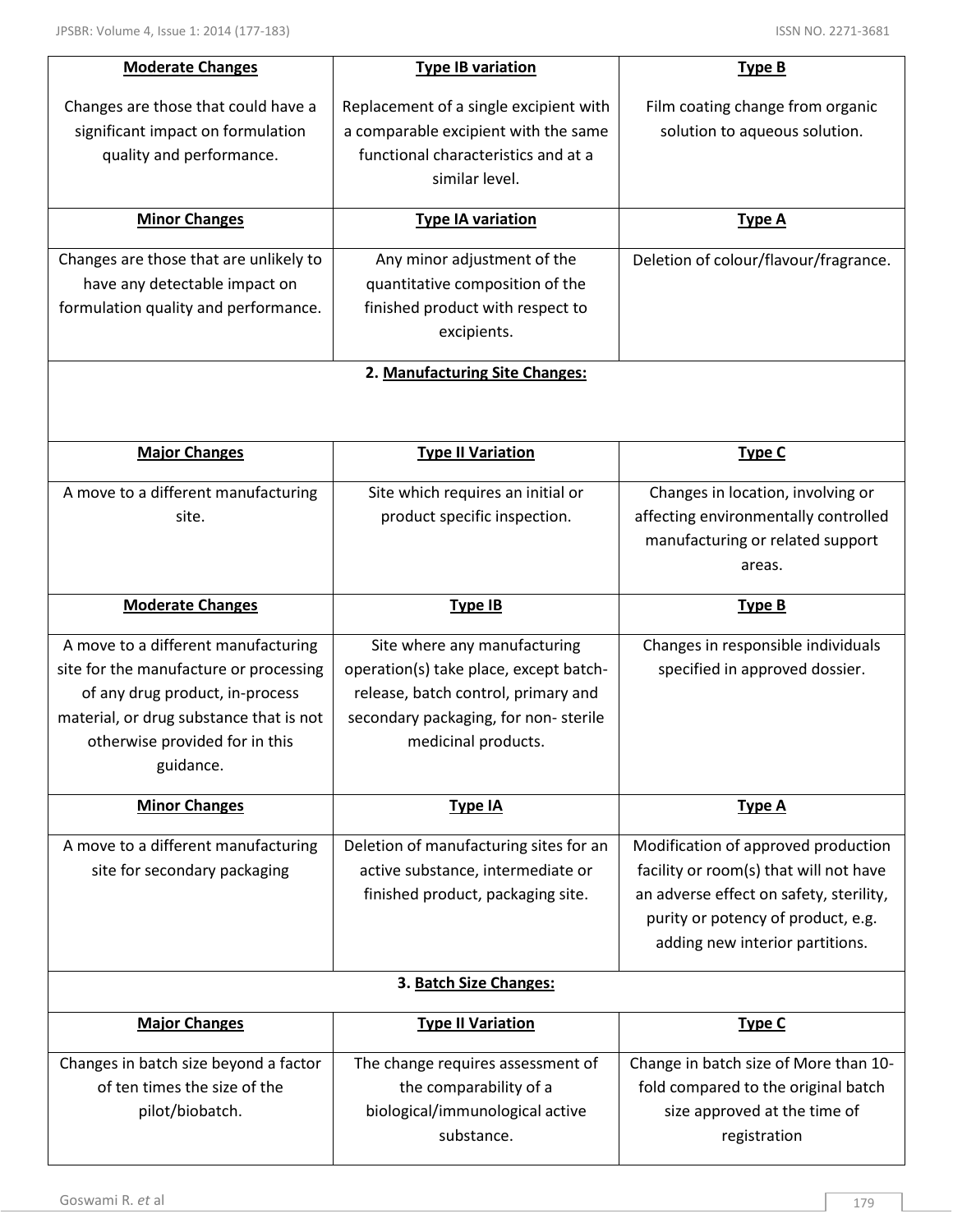| **Moderate Changes** | **Type IB variation** | **Type B** |
|---|---|---|
| Changes are those that could have a significant impact on formulation quality and performance. | Replacement of a single excipient with a comparable excipient with the same functional characteristics and at a similar level. | Film coating change from organic solution to aqueous solution. |
| **Minor Changes** | **Type IA variation** | **Type A** |
| Changes are those that are unlikely to have any detectable impact on formulation quality and performance. | Any minor adjustment of the quantitative composition of the finished product with respect to excipients. | Deletion of colour/flavour/fragrance. |
| **2. Manufacturing Site Changes:** | | |
| **Major Changes** | **Type II Variation** | **Type C** |
| A move to a different manufacturing site. | Site which requires an initial or product specific inspection. | Changes in location, involving or affecting environmentally controlled manufacturing or related support areas. |
| **Moderate Changes** | **Type IB** | **Type B** |
| A move to a different manufacturing site for the manufacture or processing of any drug product, in-process material, or drug substance that is not otherwise provided for in this guidance. | Site where any manufacturing operation(s) take place, except batch-release, batch control, primary and secondary packaging, for non- sterile medicinal products. | Changes in responsible individuals specified in approved dossier. |
| **Minor Changes** | **Type IA** | **Type A** |
| A move to a different manufacturing site for secondary packaging | Deletion of manufacturing sites for an active substance, intermediate or finished product, packaging site. | Modification of approved production facility or room(s) that will not have an adverse effect on safety, sterility, purity or potency of product, e.g. adding new interior partitions. |
| **3. Batch Size Changes:** | | |
| **Major Changes** | **Type II Variation** | **Type C** |
| Changes in batch size beyond a factor of ten times the size of the pilot/biobatch. | The change requires assessment of the comparability of a biological/immunological active substance. | Change in batch size of More than 10-fold compared to the original batch size approved at the time of registration |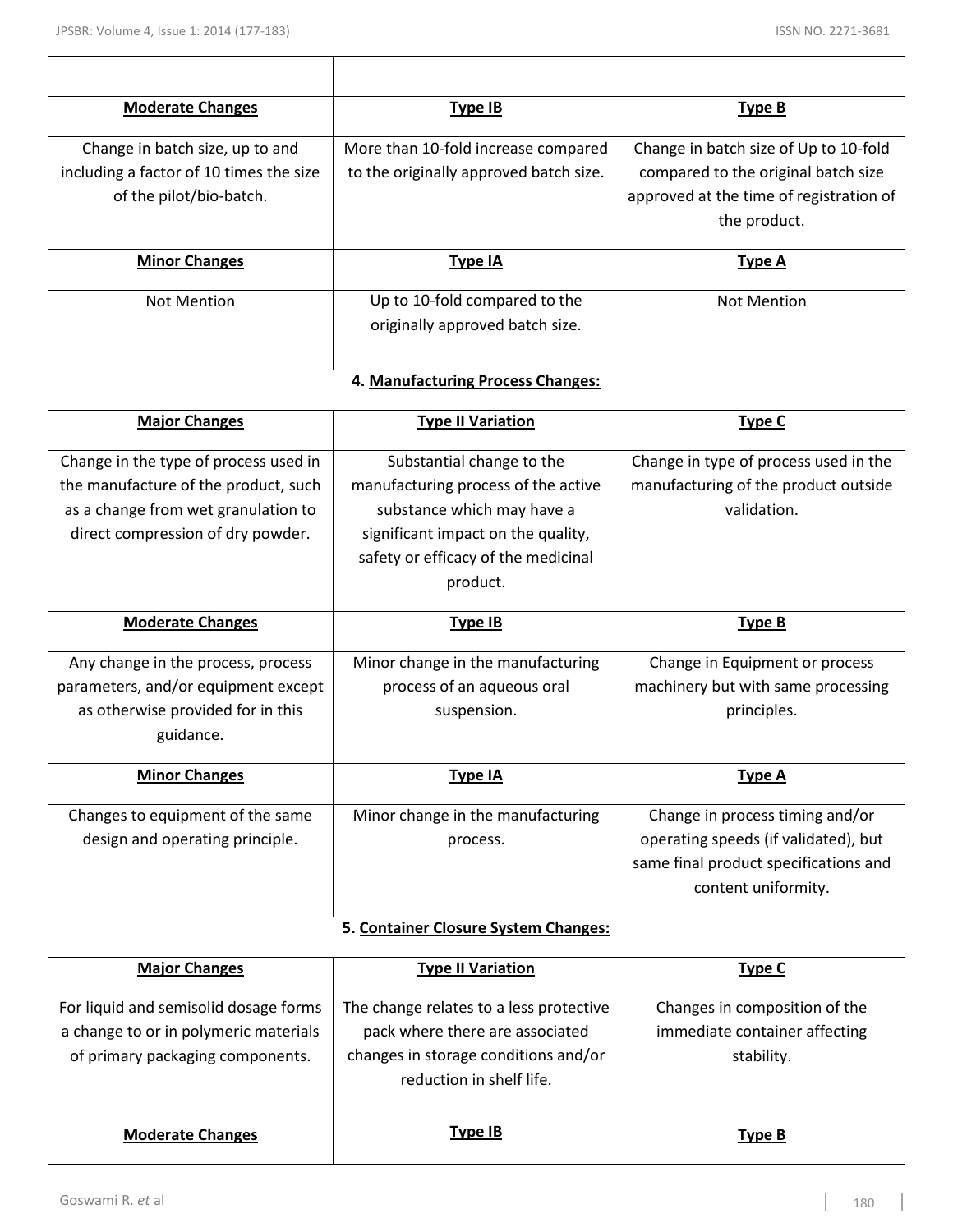| | | |
|---|---|---|
| **Moderate Changes** | **Type IB** | **Type B** |
| Change in batch size, up to and including a factor of 10 times the size of the pilot/bio-batch. | More than 10-fold increase compared to the originally approved batch size. | Change in batch size of Up to 10-fold compared to the original batch size approved at the time of registration of the product. |
| **Minor Changes** | **Type IA** | **Type A** |
| Not Mention | Up to 10-fold compared to the originally approved batch size. | Not Mention |
| **4. Manufacturing Process Changes:** | | |
| **Major Changes** | **Type II Variation** | **Type C** |
| Change in the type of process used in the manufacture of the product, such as a change from wet granulation to direct compression of dry powder. | Substantial change to the manufacturing process of the active substance which may have a significant impact on the quality, safety or efficacy of the medicinal product. | Change in type of process used in the manufacturing of the product outside validation. |
| **Moderate Changes** | **Type IB** | **Type B** |
| Any change in the process, process parameters, and/or equipment except as otherwise provided for in this guidance. | Minor change in the manufacturing process of an aqueous oral suspension. | Change in Equipment or process machinery but with same processing principles. |
| **Minor Changes** | **Type IA** | **Type A** |
| Changes to equipment of the same design and operating principle. | Minor change in the manufacturing process. | Change in process timing and/or operating speeds (if validated), but same final product specifications and content uniformity. |
| **5. Container Closure System Changes:** | | |
| **Major Changes**<br><br>For liquid and semisolid dosage forms a change to or in polymeric materials of primary packaging components. | **Type II Variation**<br><br>The change relates to a less protective pack where there are associated changes in storage conditions and/or reduction in shelf life. | **Type C**<br><br>Changes in composition of the immediate container affecting stability. |
| **Moderate Changes** | **Type IB** | **Type B** |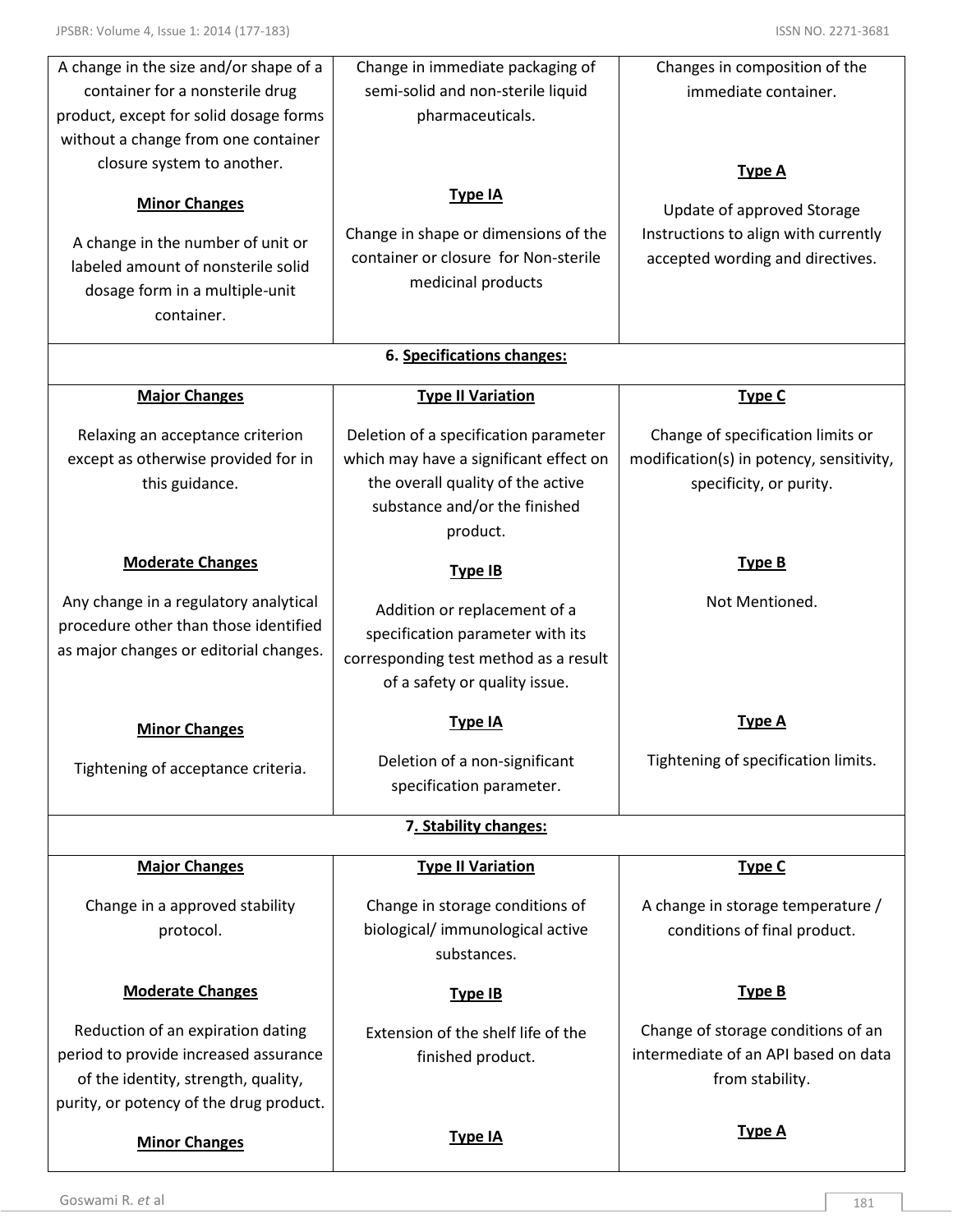| | | |
|---|---|---|
| A change in the size and/or shape of a container for a nonsterile drug product, except for solid dosage forms without a change from one container closure system to another.<br><br>**Minor Changes**<br><br>A change in the number of unit or labeled amount of nonsterile solid dosage form in a multiple-unit container. | Change in immediate packaging of semi-solid and non-sterile liquid pharmaceuticals.<br><br>**Type IA**<br><br>Change in shape or dimensions of the container or closure for Non-sterile medicinal products | Changes in composition of the immediate container.<br><br>**Type A**<br><br>Update of approved Storage Instructions to align with currently accepted wording and directives. |
| **6. Specifications changes:** | | |
| **Major Changes**<br><br>Relaxing an acceptance criterion except as otherwise provided for in this guidance.<br><br>**Moderate Changes**<br><br>Any change in a regulatory analytical procedure other than those identified as major changes or editorial changes.<br><br>**Minor Changes**<br><br>Tightening of acceptance criteria. | **Type II Variation**<br><br>Deletion of a specification parameter which may have a significant effect on the overall quality of the active substance and/or the finished product.<br><br>**Type IB**<br><br>Addition or replacement of a specification parameter with its corresponding test method as a result of a safety or quality issue.<br><br>**Type IA**<br><br>Deletion of a non-significant specification parameter. | **Type C**<br><br>Change of specification limits or modification(s) in potency, sensitivity, specificity, or purity.<br><br>**Type B**<br><br>Not Mentioned.<br><br>**Type A**<br><br>Tightening of specification limits. |
| **7. Stability changes:** | | |
| **Major Changes**<br><br>Change in a approved stability protocol.<br><br>**Moderate Changes**<br><br>Reduction of an expiration dating period to provide increased assurance of the identity, strength, quality, purity, or potency of the drug product.<br><br>**Minor Changes** | **Type II Variation**<br><br>Change in storage conditions of biological/ immunological active substances.<br><br>**Type IB**<br><br>Extension of the shelf life of the finished product.<br><br>**Type IA** | **Type C**<br><br>A change in storage temperature / conditions of final product.<br><br>**Type B**<br><br>Change of storage conditions of an intermediate of an API based on data from stability.<br><br>**Type A** |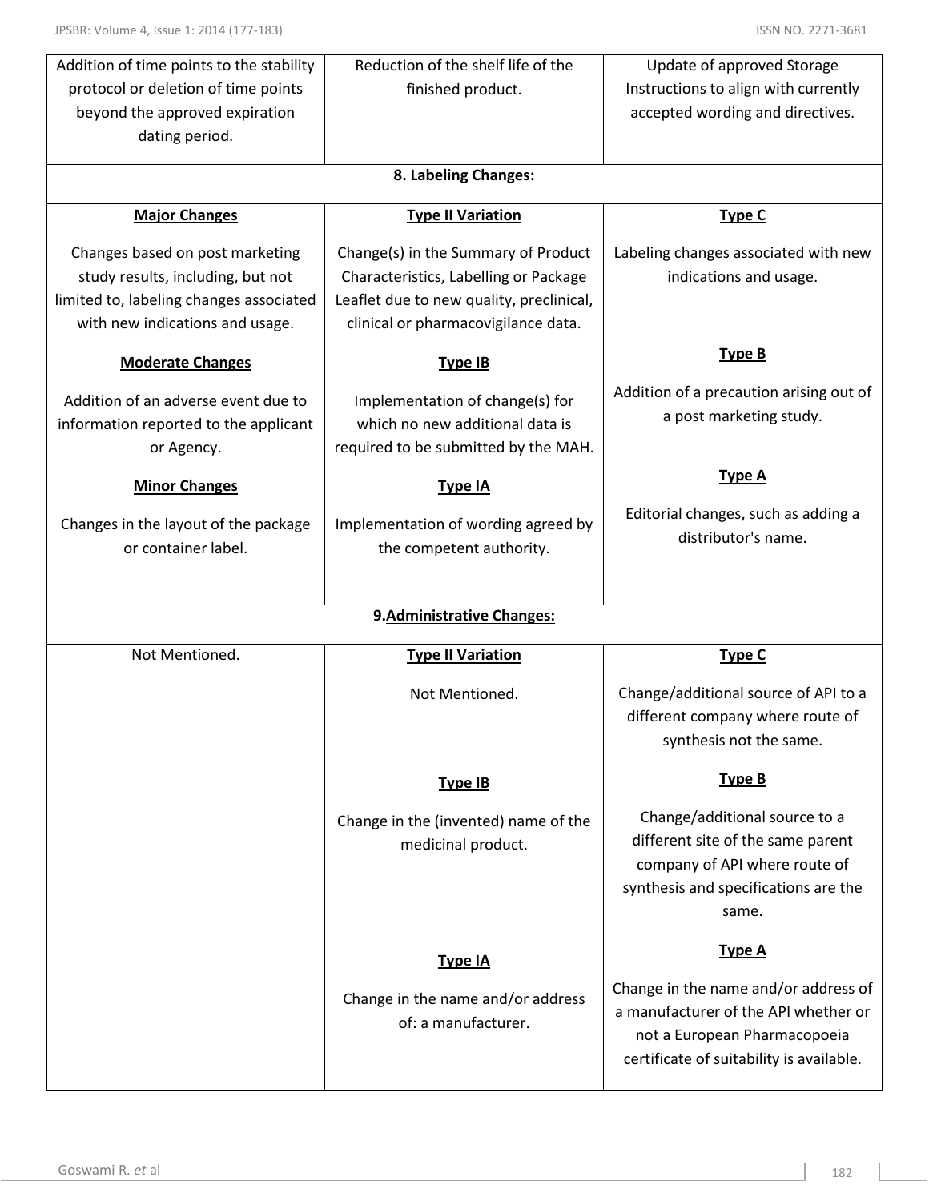| | | |
|---|---|---|
| Addition of time points to the stability protocol or deletion of time points beyond the approved expiration dating period. | Reduction of the shelf life of the finished product. | Update of approved Storage Instructions to align with currently accepted wording and directives. |
| **8. Labeling Changes:** | | |
| **Major Changes** | **Type II Variation** | **Type C** |
| Changes based on post marketing study results, including, but not limited to, labeling changes associated with new indications and usage. | Change(s) in the Summary of Product Characteristics, Labelling or Package Leaflet due to new quality, preclinical, clinical or pharmacovigilance data. | Labeling changes associated with new indications and usage. |
| **Moderate Changes** | **Type IB** | **Type B** |
| Addition of an adverse event due to information reported to the applicant or Agency. | Implementation of change(s) for which no new additional data is required to be submitted by the MAH. | Addition of a precaution arising out of a post marketing study. |
| **Minor Changes** | **Type IA** | **Type A** |
| Changes in the layout of the package or container label. | Implementation of wording agreed by the competent authority. | Editorial changes, such as adding a distributor's name. |
| **9. Administrative Changes:** | | |
| Not Mentioned. | **Type II Variation** | **Type C** |
| | Not Mentioned. | Change/additional source of API to a different company where route of synthesis not the same. |
| | **Type IB** | **Type B** |
| | Change in the (invented) name of the medicinal product. | Change/additional source to a different site of the same parent company of API where route of synthesis and specifications are the same. |
| | **Type IA** | **Type A** |
| | Change in the name and/or address of: a manufacturer. | Change in the name and/or address of a manufacturer of the API whether or not a European Pharmacopoeia certificate of suitability is available. |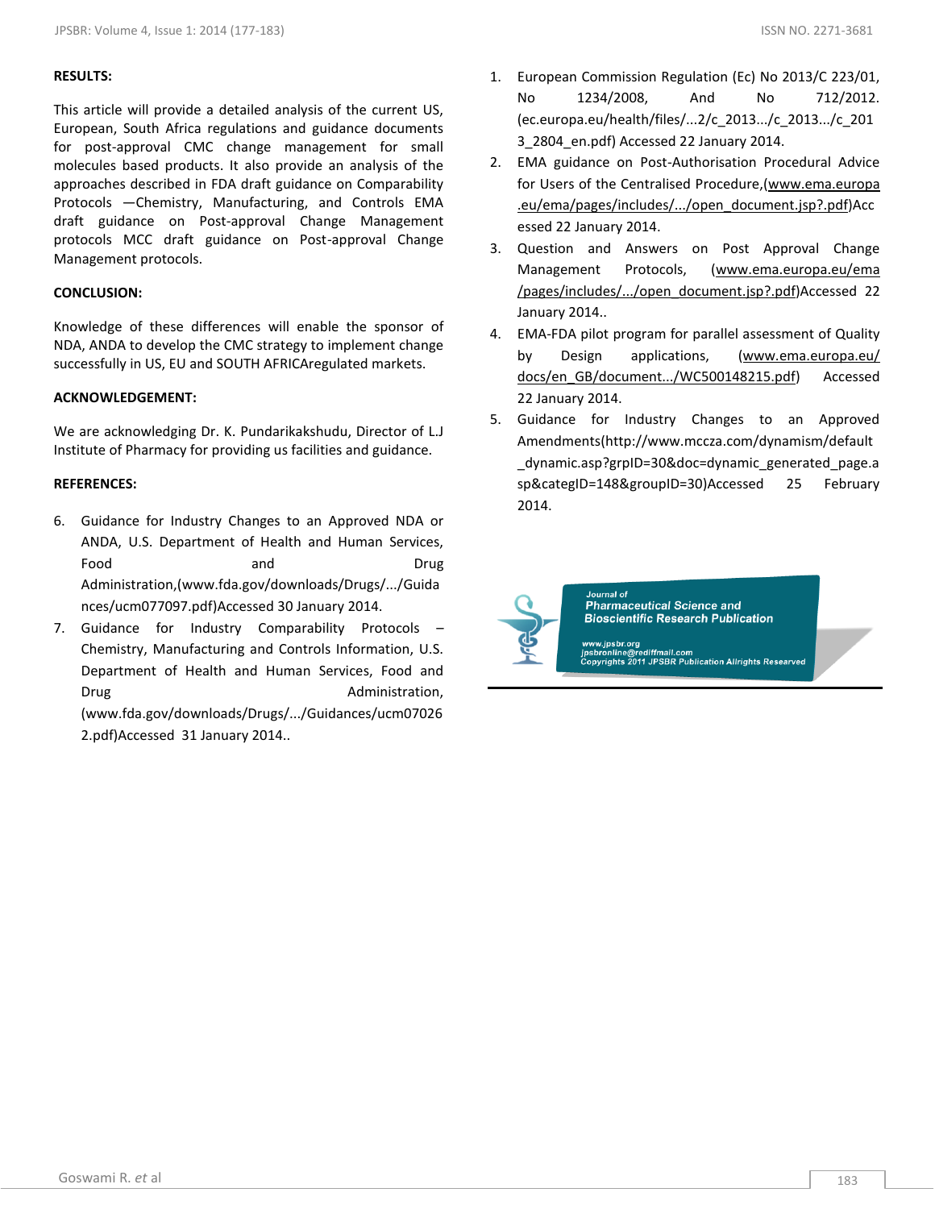**RESULTS:**

This article will provide a detailed analysis of the current US, European, South Africa regulations and guidance documents for post-approval CMC change management for small molecules based products. It also provide an analysis of the approaches described in FDA draft guidance on Comparability Protocols —Chemistry, Manufacturing, and Controls EMA draft guidance on Post-approval Change Management protocols MCC draft guidance on Post-approval Change Management protocols.

**CONCLUSION:**

Knowledge of these differences will enable the sponsor of NDA, ANDA to develop the CMC strategy to implement change successfully in US, EU and SOUTH AFRICAregulated markets.

**ACKNOWLEDGEMENT:**

We are acknowledging Dr. K. Pundarikakshudu, Director of L.J Institute of Pharmacy for providing us facilities and guidance.

**REFERENCES:**

6. Guidance for Industry Changes to an Approved NDA or ANDA, U.S. Department of Health and Human Services, Food and Drug Administration,(www.fda.gov/downloads/Drugs/.../Guidances/ucm077097.pdf)Accessed 30 January 2014.
7. Guidance for Industry Comparability Protocols – Chemistry, Manufacturing and Controls Information, U.S. Department of Health and Human Services, Food and Drug Administration, (www.fda.gov/downloads/Drugs/.../Guidances/ucm070262.pdf)Accessed 31 January 2014..

1. European Commission Regulation (Ec) No 2013/C 223/01, No 1234/2008, And No 712/2012. (ec.europa.eu/health/files/...2/c_2013.../c_2013.../c_2013_2804_en.pdf) Accessed 22 January 2014.
2. EMA guidance on Post-Authorisation Procedural Advice for Users of the Centralised Procedure,(www.ema.europa.eu/ema/pages/includes/.../open_document.jsp?.pdf)Accessed 22 January 2014.
3. Question and Answers on Post Approval Change Management Protocols, (www.ema.europa.eu/ema/pages/includes/.../open_document.jsp?.pdf)Accessed 22 January 2014..
4. EMA-FDA pilot program for parallel assessment of Quality by Design applications, (www.ema.europa.eu/docs/en_GB/document.../WC500148215.pdf) Accessed 22 January 2014.
5. Guidance for Industry Changes to an Approved Amendments(http://www.mccza.com/dynamism/default_dynamic.asp?grpID=30&doc=dynamic_generated_page.asp&categID=148&groupID=30)Accessed 25 February 2014.

Journal of
Pharmaceutical Science and Bioscientific Research Publication
www.jpsbr.org
jpsbronline@rediffmail.com
Copyrights 2011 JPSBR Publication Allrights Researved